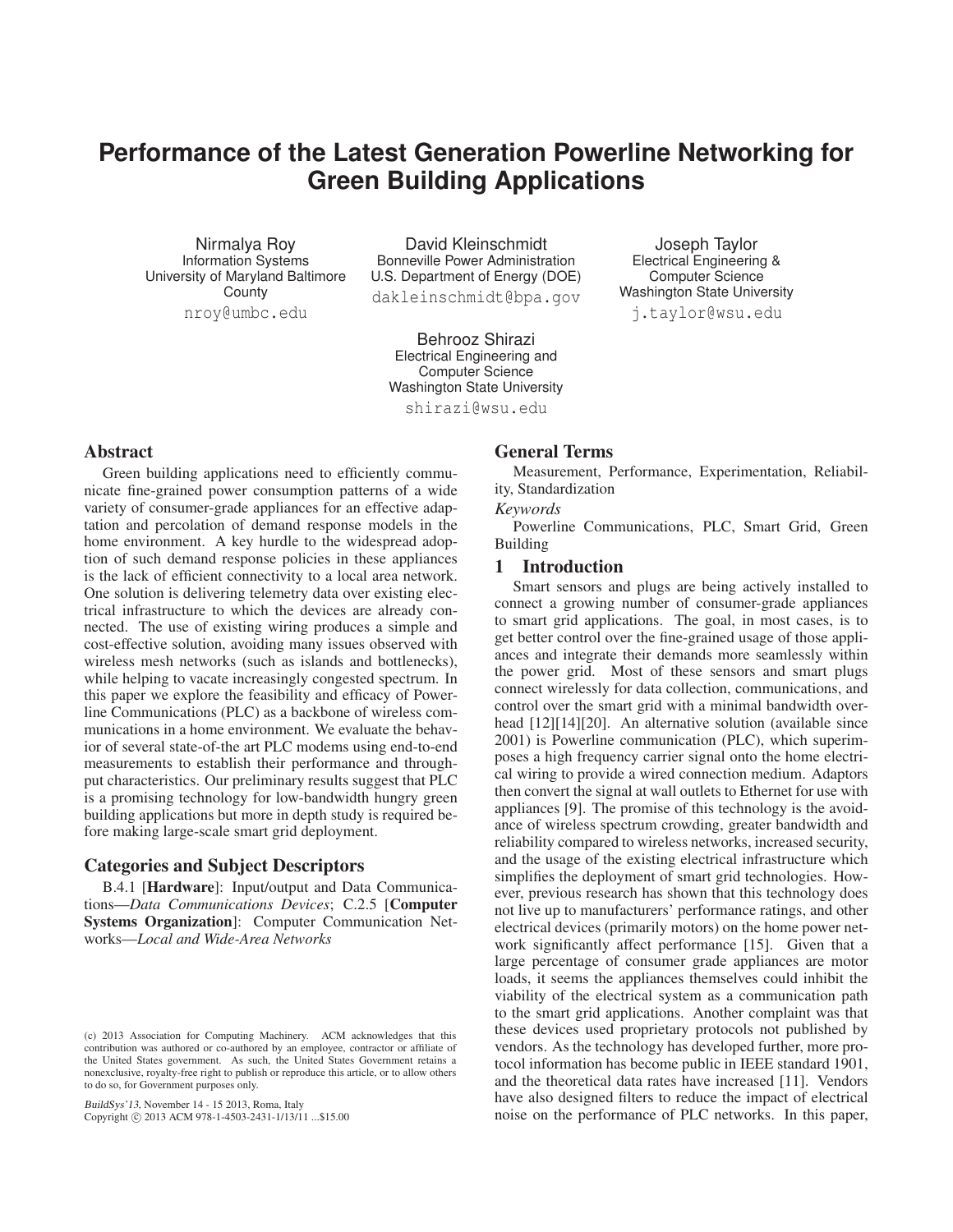# Performance of the Latest Generation Powerline Networking for Green Building Applications

Nirmalya Roy
Information Systems
University of Maryland Baltimore County
nroy@umbc.edu

David Kleinschmidt
Bonneville Power Administration
U.S. Department of Energy (DOE)
dakleinschmidt@bpa.gov

Joseph Taylor
Electrical Engineering & Computer Science
Washington State University
j.taylor@wsu.edu

Behrooz Shirazi
Electrical Engineering and Computer Science
Washington State University
shirazi@wsu.edu

## Abstract

Green building applications need to efficiently communicate fine-grained power consumption patterns of a wide variety of consumer-grade appliances for an effective adaptation and percolation of demand response models in the home environment. A key hurdle to the widespread adoption of such demand response policies in these appliances is the lack of efficient connectivity to a local area network. One solution is delivering telemetry data over existing electrical infrastructure to which the devices are already connected. The use of existing wiring produces a simple and cost-effective solution, avoiding many issues observed with wireless mesh networks (such as islands and bottlenecks), while helping to vacate increasingly congested spectrum. In this paper we explore the feasibility and efficacy of Powerline Communications (PLC) as a backbone of wireless communications in a home environment. We evaluate the behavior of several state-of-the art PLC modems using end-to-end measurements to establish their performance and throughput characteristics. Our preliminary results suggest that PLC is a promising technology for low-bandwidth hungry green building applications but more in depth study is required before making large-scale smart grid deployment.

## Categories and Subject Descriptors

B.4.1 [**Hardware**]: Input/output and Data Communications—*Data Communications Devices*; C.2.5 [**Computer Systems Organization**]: Computer Communication Networks—*Local and Wide-Area Networks*

(c) 2013 Association for Computing Machinery. ACM acknowledges that this contribution was authored or co-authored by an employee, contractor or affiliate of the United States government. As such, the United States Government retains a nonexclusive, royalty-free right to publish or reproduce this article, or to allow others to do so, for Government purposes only.

*BuildSys'13*, November 14 - 15 2013, Roma, Italy
Copyright © 2013 ACM 978-1-4503-2431-1/13/11 ...$15.00

## General Terms

Measurement, Performance, Experimentation, Reliability, Standardization

*Keywords*

Powerline Communications, PLC, Smart Grid, Green Building

## 1 Introduction

Smart sensors and plugs are being actively installed to connect a growing number of consumer-grade appliances to smart grid applications. The goal, in most cases, is to get better control over the fine-grained usage of those appliances and integrate their demands more seamlessly within the power grid. Most of these sensors and smart plugs connect wirelessly for data collection, communications, and control over the smart grid with a minimal bandwidth overhead [12][14][20]. An alternative solution (available since 2001) is Powerline communication (PLC), which superimposes a high frequency carrier signal onto the home electrical wiring to provide a wired connection medium. Adaptors then convert the signal at wall outlets to Ethernet for use with appliances [9]. The promise of this technology is the avoidance of wireless spectrum crowding, greater bandwidth and reliability compared to wireless networks, increased security, and the usage of the existing electrical infrastructure which simplifies the deployment of smart grid technologies. However, previous research has shown that this technology does not live up to manufacturers' performance ratings, and other electrical devices (primarily motors) on the home power network significantly affect performance [15]. Given that a large percentage of consumer grade appliances are motor loads, it seems the appliances themselves could inhibit the viability of the electrical system as a communication path to the smart grid applications. Another complaint was that these devices used proprietary protocols not published by vendors. As the technology has developed further, more protocol information has become public in IEEE standard 1901, and the theoretical data rates have increased [11]. Vendors have also designed filters to reduce the impact of electrical noise on the performance of PLC networks. In this paper,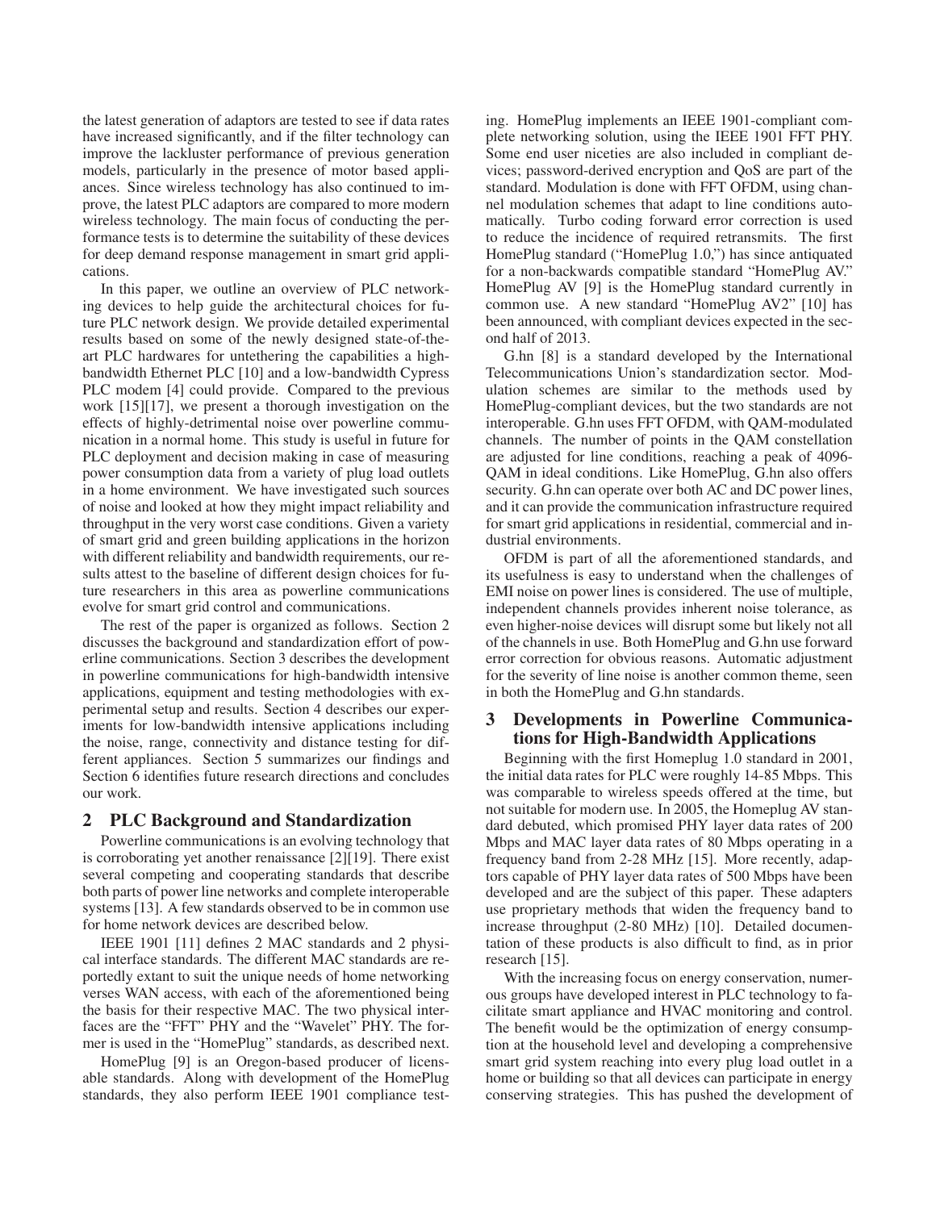the latest generation of adaptors are tested to see if data rates have increased significantly, and if the filter technology can improve the lackluster performance of previous generation models, particularly in the presence of motor based appliances. Since wireless technology has also continued to improve, the latest PLC adaptors are compared to more modern wireless technology. The main focus of conducting the performance tests is to determine the suitability of these devices for deep demand response management in smart grid applications.

In this paper, we outline an overview of PLC networking devices to help guide the architectural choices for future PLC network design. We provide detailed experimental results based on some of the newly designed state-of-the-art PLC hardwares for untethering the capabilities a high-bandwidth Ethernet PLC [10] and a low-bandwidth Cypress PLC modem [4] could provide. Compared to the previous work [15][17], we present a thorough investigation on the effects of highly-detrimental noise over powerline communication in a normal home. This study is useful in future for PLC deployment and decision making in case of measuring power consumption data from a variety of plug load outlets in a home environment. We have investigated such sources of noise and looked at how they might impact reliability and throughput in the very worst case conditions. Given a variety of smart grid and green building applications in the horizon with different reliability and bandwidth requirements, our results attest to the baseline of different design choices for future researchers in this area as powerline communications evolve for smart grid control and communications.

The rest of the paper is organized as follows. Section 2 discusses the background and standardization effort of powerline communications. Section 3 describes the development in powerline communications for high-bandwidth intensive applications, equipment and testing methodologies with experimental setup and results. Section 4 describes our experiments for low-bandwidth intensive applications including the noise, range, connectivity and distance testing for different appliances. Section 5 summarizes our findings and Section 6 identifies future research directions and concludes our work.

## 2 PLC Background and Standardization

Powerline communications is an evolving technology that is corroborating yet another renaissance [2][19]. There exist several competing and cooperating standards that describe both parts of power line networks and complete interoperable systems [13]. A few standards observed to be in common use for home network devices are described below.

IEEE 1901 [11] defines 2 MAC standards and 2 physical interface standards. The different MAC standards are reportedly extant to suit the unique needs of home networking verses WAN access, with each of the aforementioned being the basis for their respective MAC. The two physical interfaces are the "FFT" PHY and the "Wavelet" PHY. The former is used in the "HomePlug" standards, as described next.

HomePlug [9] is an Oregon-based producer of licensable standards. Along with development of the HomePlug standards, they also perform IEEE 1901 compliance testing. HomePlug implements an IEEE 1901-compliant complete networking solution, using the IEEE 1901 FFT PHY. Some end user niceties are also included in compliant devices; password-derived encryption and QoS are part of the standard. Modulation is done with FFT OFDM, using channel modulation schemes that adapt to line conditions automatically. Turbo coding forward error correction is used to reduce the incidence of required retransmits. The first HomePlug standard ("HomePlug 1.0,") has since antiquated for a non-backwards compatible standard "HomePlug AV." HomePlug AV [9] is the HomePlug standard currently in common use. A new standard "HomePlug AV2" [10] has been announced, with compliant devices expected in the second half of 2013.

G.hn [8] is a standard developed by the International Telecommunications Union's standardization sector. Modulation schemes are similar to the methods used by HomePlug-compliant devices, but the two standards are not interoperable. G.hn uses FFT OFDM, with QAM-modulated channels. The number of points in the QAM constellation are adjusted for line conditions, reaching a peak of 4096-QAM in ideal conditions. Like HomePlug, G.hn also offers security. G.hn can operate over both AC and DC power lines, and it can provide the communication infrastructure required for smart grid applications in residential, commercial and industrial environments.

OFDM is part of all the aforementioned standards, and its usefulness is easy to understand when the challenges of EMI noise on power lines is considered. The use of multiple, independent channels provides inherent noise tolerance, as even higher-noise devices will disrupt some but likely not all of the channels in use. Both HomePlug and G.hn use forward error correction for obvious reasons. Automatic adjustment for the severity of line noise is another common theme, seen in both the HomePlug and G.hn standards.

## 3 Developments in Powerline Communications for High-Bandwidth Applications

Beginning with the first Homeplug 1.0 standard in 2001, the initial data rates for PLC were roughly 14-85 Mbps. This was comparable to wireless speeds offered at the time, but not suitable for modern use. In 2005, the Homeplug AV standard debuted, which promised PHY layer data rates of 200 Mbps and MAC layer data rates of 80 Mbps operating in a frequency band from 2-28 MHz [15]. More recently, adaptors capable of PHY layer data rates of 500 Mbps have been developed and are the subject of this paper. These adapters use proprietary methods that widen the frequency band to increase throughput (2-80 MHz) [10]. Detailed documentation of these products is also difficult to find, as in prior research [15].

With the increasing focus on energy conservation, numerous groups have developed interest in PLC technology to facilitate smart appliance and HVAC monitoring and control. The benefit would be the optimization of energy consumption at the household level and developing a comprehensive smart grid system reaching into every plug load outlet in a home or building so that all devices can participate in energy conserving strategies. This has pushed the development of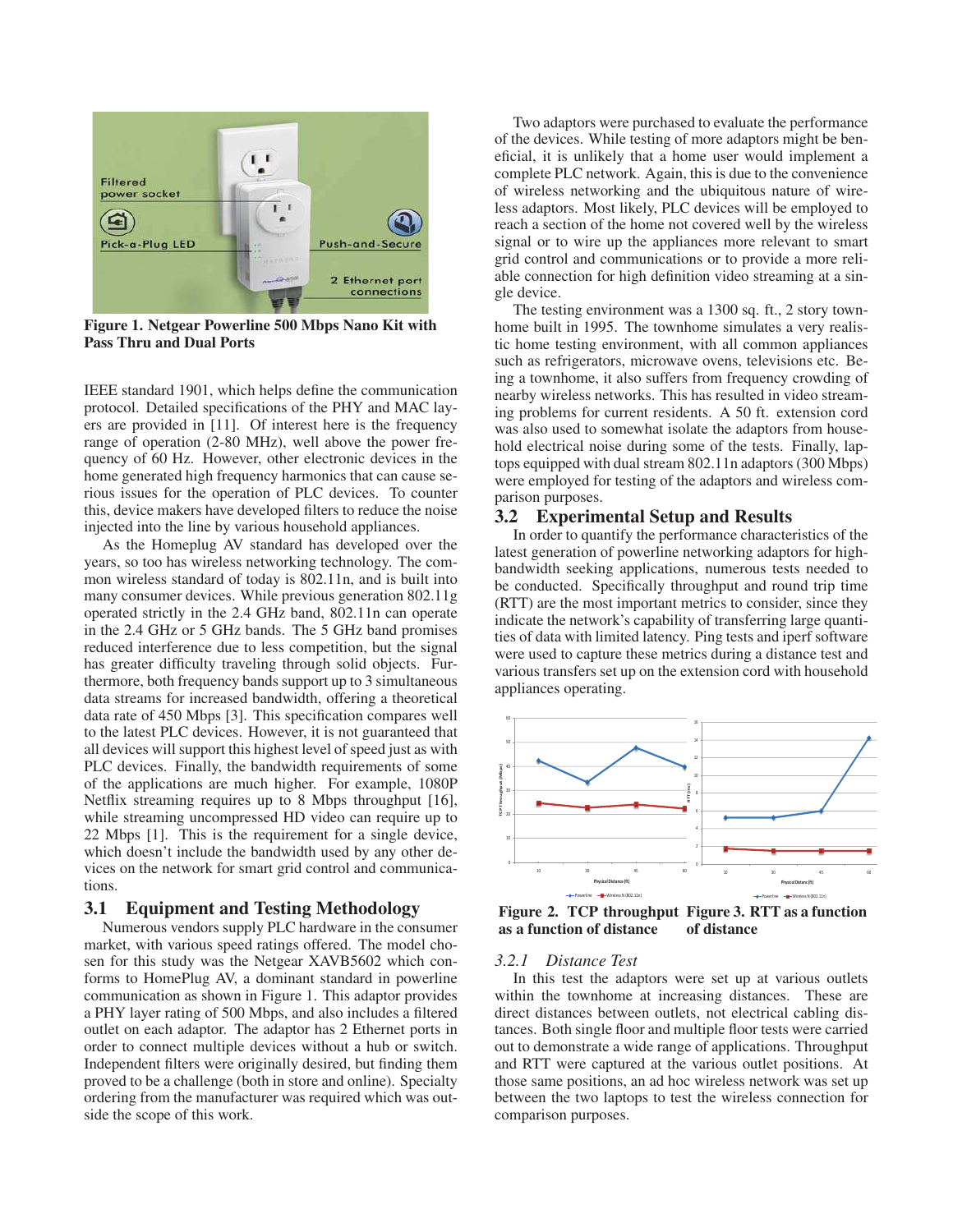Figure 1. Netgear Powerline 500 Mbps Nano Kit with Pass Thru and Dual Ports

IEEE standard 1901, which helps define the communication protocol. Detailed specifications of the PHY and MAC layers are provided in [11]. Of interest here is the frequency range of operation (2-80 MHz), well above the power frequency of 60 Hz. However, other electronic devices in the home generated high frequency harmonics that can cause serious issues for the operation of PLC devices. To counter this, device makers have developed filters to reduce the noise injected into the line by various household appliances.

As the Homeplug AV standard has developed over the years, so too has wireless networking technology. The common wireless standard of today is 802.11n, and is built into many consumer devices. While previous generation 802.11g operated strictly in the 2.4 GHz band, 802.11n can operate in the 2.4 GHz or 5 GHz bands. The 5 GHz band promises reduced interference due to less competition, but the signal has greater difficulty traveling through solid objects. Furthermore, both frequency bands support up to 3 simultaneous data streams for increased bandwidth, offering a theoretical data rate of 450 Mbps [3]. This specification compares well to the latest PLC devices. However, it is not guaranteed that all devices will support this highest level of speed just as with PLC devices. Finally, the bandwidth requirements of some of the applications are much higher. For example, 1080P Netflix streaming requires up to 8 Mbps throughput [16], while streaming uncompressed HD video can require up to 22 Mbps [1]. This is the requirement for a single device, which doesn't include the bandwidth used by any other devices on the network for smart grid control and communications.

## 3.1 Equipment and Testing Methodology

Numerous vendors supply PLC hardware in the consumer market, with various speed ratings offered. The model chosen for this study was the Netgear XAVB5602 which conforms to HomePlug AV, a dominant standard in powerline communication as shown in Figure 1. This adaptor provides a PHY layer rating of 500 Mbps, and also includes a filtered outlet on each adaptor. The adaptor has 2 Ethernet ports in order to connect multiple devices without a hub or switch. Independent filters were originally desired, but finding them proved to be a challenge (both in store and online). Specialty ordering from the manufacturer was required which was outside the scope of this work.

Two adaptors were purchased to evaluate the performance of the devices. While testing of more adaptors might be beneficial, it is unlikely that a home user would implement a complete PLC network. Again, this is due to the convenience of wireless networking and the ubiquitous nature of wireless adaptors. Most likely, PLC devices will be employed to reach a section of the home not covered well by the wireless signal or to wire up the appliances more relevant to smart grid control and communications or to provide a more reliable connection for high definition video streaming at a single device.

The testing environment was a 1300 sq. ft., 2 story townhome built in 1995. The townhome simulates a very realistic home testing environment, with all common appliances such as refrigerators, microwave ovens, televisions etc. Being a townhome, it also suffers from frequency crowding of nearby wireless networks. This has resulted in video streaming problems for current residents. A 50 ft. extension cord was also used to somewhat isolate the adaptors from household electrical noise during some of the tests. Finally, laptops equipped with dual stream 802.11n adaptors (300 Mbps) were employed for testing of the adaptors and wireless comparison purposes.

## 3.2 Experimental Setup and Results

In order to quantify the performance characteristics of the latest generation of powerline networking adaptors for high-bandwidth seeking applications, numerous tests needed to be conducted. Specifically throughput and round trip time (RTT) are the most important metrics to consider, since they indicate the network's capability of transferring large quantities of data with limited latency. Ping tests and iperf software were used to capture these metrics during a distance test and various transfers set up on the extension cord with household appliances operating.

Figure 2. TCP throughput as a function of distance

Figure 3. RTT as a function of distance

### 3.2.1 Distance Test

In this test the adaptors were set up at various outlets within the townhome at increasing distances. These are direct distances between outlets, not electrical cabling distances. Both single floor and multiple floor tests were carried out to demonstrate a wide range of applications. Throughput and RTT were captured at the various outlet positions. At those same positions, an ad hoc wireless network was set up between the two laptops to test the wireless connection for comparison purposes.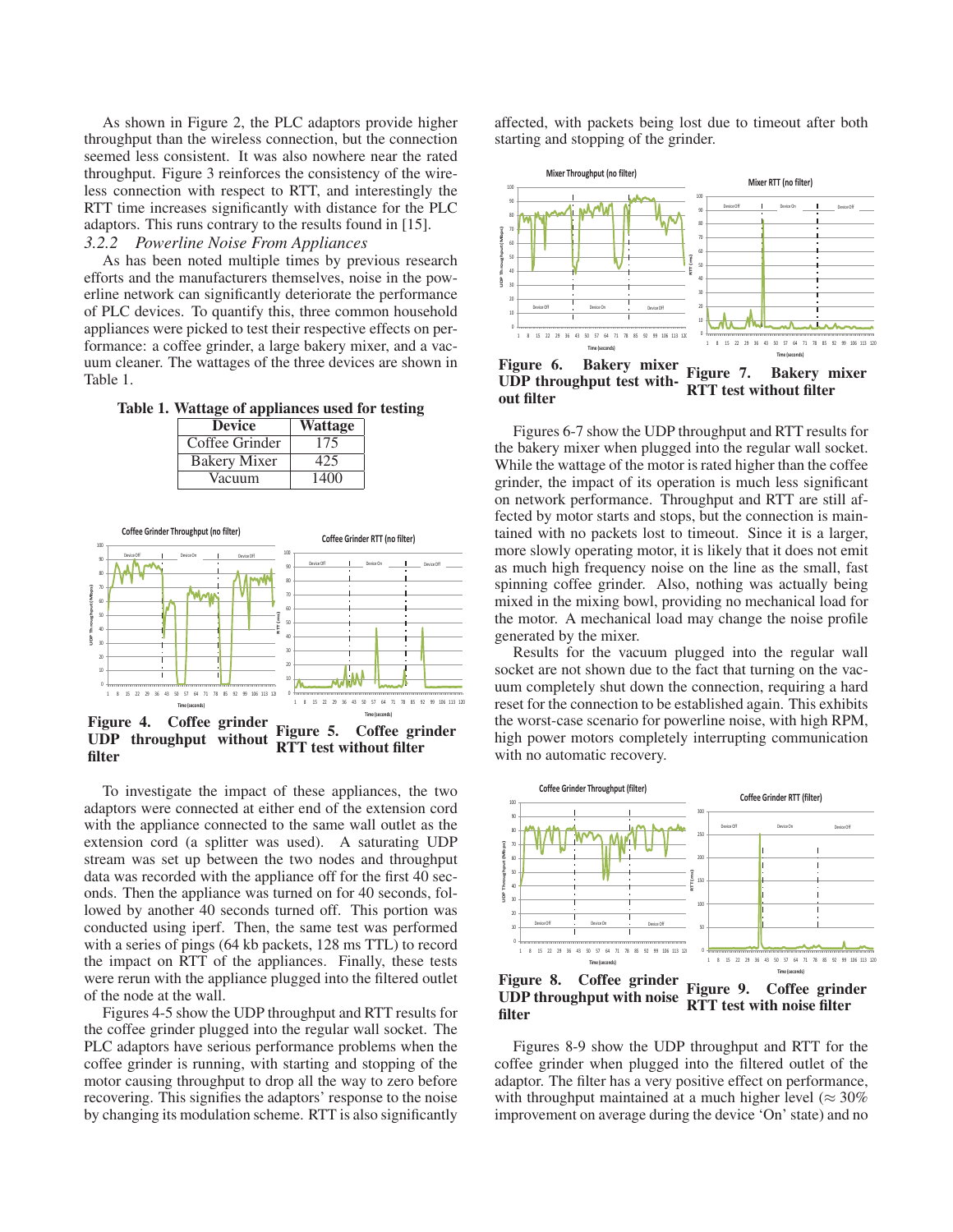As shown in Figure 2, the PLC adaptors provide higher throughput than the wireless connection, but the connection seemed less consistent. It was also nowhere near the rated throughput. Figure 3 reinforces the consistency of the wireless connection with respect to RTT, and interestingly the RTT time increases significantly with distance for the PLC adaptors. This runs contrary to the results found in [15].

#### *3.2.2 Powerline Noise From Appliances*

As has been noted multiple times by previous research efforts and the manufacturers themselves, noise in the powerline network can significantly deteriorate the performance of PLC devices. To quantify this, three common household appliances were picked to test their respective effects on performance: a coffee grinder, a large bakery mixer, and a vacuum cleaner. The wattages of the three devices are shown in Table 1.

**Table 1. Wattage of appliances used for testing**

| Device | Wattage |
|---|---|
| Coffee Grinder | 175 |
| Bakery Mixer | 425 |
| Vacuum | 1400 |

**Figure 4. Coffee grinder UDP throughput without filter**

**Figure 5. Coffee grinder RTT test without filter**

To investigate the impact of these appliances, the two adaptors were connected at either end of the extension cord with the appliance connected to the same wall outlet as the extension cord (a splitter was used). A saturating UDP stream was set up between the two nodes and throughput data was recorded with the appliance off for the first 40 seconds. Then the appliance was turned on for 40 seconds, followed by another 40 seconds turned off. This portion was conducted using iperf. Finally, the same test was performed with a series of pings (64 kb packets, 128 ms TTL) to record the impact on RTT of the appliances. Finally, these tests were rerun with the appliance plugged into the filtered outlet of the node at the wall.

Figures 4-5 show the UDP throughput and RTT results for the coffee grinder plugged into the regular wall socket. The PLC adaptors have serious performance problems when the coffee grinder is running, with starting and stopping of the motor causing throughput to drop all the way to zero before recovering. This signifies the adaptors' response to the noise by changing its modulation scheme. RTT is also significantly affected, with packets being lost due to timeout after both starting and stopping of the grinder.

**Figure 6. Bakery mixer UDP throughput test without filter**

**Figure 7. Bakery mixer RTT test without filter**

Figures 6-7 show the UDP throughput and RTT results for the bakery mixer when plugged into the regular wall socket. While the wattage of the motor is rated higher than the coffee grinder, the impact of its operation is much less significant on network performance. Throughput and RTT are still affected by motor starts and stops, but the connection is maintained with no packets lost to timeout. Since it is a larger, more slowly operating motor, it is likely that it does not emit as much high frequency noise on the line as the small, fast spinning coffee grinder. Also, nothing was actually being mixed in the mixing bowl, providing no mechanical load for the motor. A mechanical load may change the noise profile generated by the mixer.

Results for the vacuum plugged into the regular wall socket are not shown due to the fact that turning on the vacuum completely shut down the connection, requiring a hard reset for the connection to be established again. This exhibits the worst-case scenario for powerline noise, with high RPM, high power motors completely interrupting communication with no automatic recovery.

**Figure 8. Coffee grinder UDP throughput with noise filter**

**Figure 9. Coffee grinder RTT test with noise filter**

Figures 8-9 show the UDP throughput and RTT for the coffee grinder when plugged into the filtered outlet of the adaptor. The filter has a very positive effect on performance, with throughput maintained at a much higher level ($\approx 30\%$ improvement on average during the device 'On' state) and no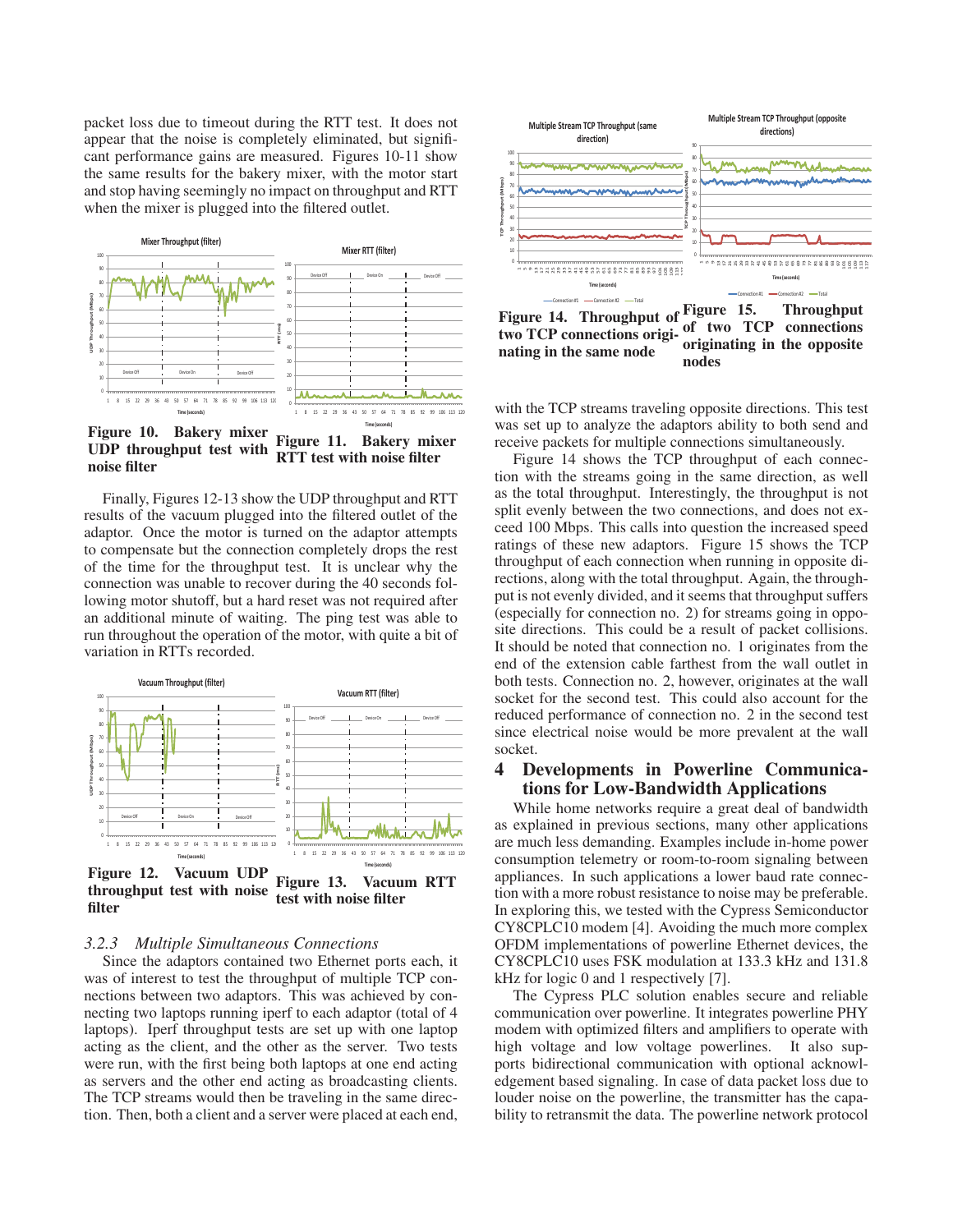packet loss due to timeout during the RTT test. It does not appear that the noise is completely eliminated, but significant performance gains are measured. Figures 10-11 show the same results for the bakery mixer, with the motor start and stop having seemingly no impact on throughput and RTT when the mixer is plugged into the filtered outlet.

**Figure 10. Bakery mixer UDP throughput test with noise filter**

**Figure 11. Bakery mixer RTT test with noise filter**

Finally, Figures 12-13 show the UDP throughput and RTT results of the vacuum plugged into the filtered outlet of the adaptor. Once the motor is turned on the adaptor attempts to compensate but the connection completely drops the rest of the time for the throughput test. It is unclear why the connection was unable to recover during the 40 seconds following motor shutoff, but a hard reset was not required after an additional minute of waiting. The ping test was able to run throughout the operation of the motor, with quite a bit of variation in RTTs recorded.

**Figure 12. Vacuum UDP throughput test with noise filter**

**Figure 13. Vacuum RTT test with noise filter**

### *3.2.3 Multiple Simultaneous Connections*

Since the adaptors contained two Ethernet ports each, it was of interest to test the throughput of multiple TCP connections between two adaptors. This was achieved by connecting two laptops running iperf to each adaptor (total of 4 laptops). Iperf throughput tests are set up with one laptop acting as the client, and the other as the server. Two tests were run, with the first being both laptops at one end acting as servers and the other end acting as broadcasting clients. The TCP streams would then be traveling in the same direction. Then, both a client and a server were placed at each end, with the TCP streams traveling opposite directions. This test was set up to analyze the adaptors ability to both send and receive packets for multiple connections simultaneously.

**Figure 14. Throughput of two TCP connections originating in the same node**

**Figure 15. Throughput of two TCP connections originating in the opposite nodes**

Figure 14 shows the TCP throughput of each connection with the streams going in the same direction, as well as the total throughput. Interestingly, the throughput is not split evenly between the two connections, and does not exceed 100 Mbps. This calls into question the increased speed ratings of these new adaptors. Figure 15 shows the TCP throughput of each connection when running in opposite directions, along with the total throughput. Again, the throughput is not evenly divided, and it seems that throughput suffers (especially for connection no. 2) for streams going in opposite directions. This could be a result of packet collisions. It should be noted that connection no. 1 originates from the end of the extension cable farthest from the wall outlet in both tests. Connection no. 2, however, originates at the wall socket for the second test. This could also account for the reduced performance of connection no. 2 in the second test since electrical noise would be more prevalent at the wall socket.

## 4 Developments in Powerline Communications for Low-Bandwidth Applications

While home networks require a great deal of bandwidth as explained in previous sections, many other applications are much less demanding. Examples include in-home power consumption telemetry or room-to-room signaling between appliances. In such applications a lower baud rate connection with a more robust resistance to noise may be preferable. In exploring this, we tested with the Cypress Semiconductor CY8CPLC10 modem [4]. Avoiding the much more complex OFDM implementations of powerline Ethernet devices, the CY8CPLC10 uses FSK modulation at 133.3 kHz and 131.8 kHz for logic 0 and 1 respectively [7].

The Cypress PLC solution enables secure and reliable communication over powerline. It integrates powerline PHY modem with optimized filters and amplifiers to operate with high voltage and low voltage powerlines. It also supports bidirectional communication with optional acknowledgement based signaling. In case of data packet loss due to louder noise on the powerline, the transmitter has the capability to retransmit the data. The powerline network protocol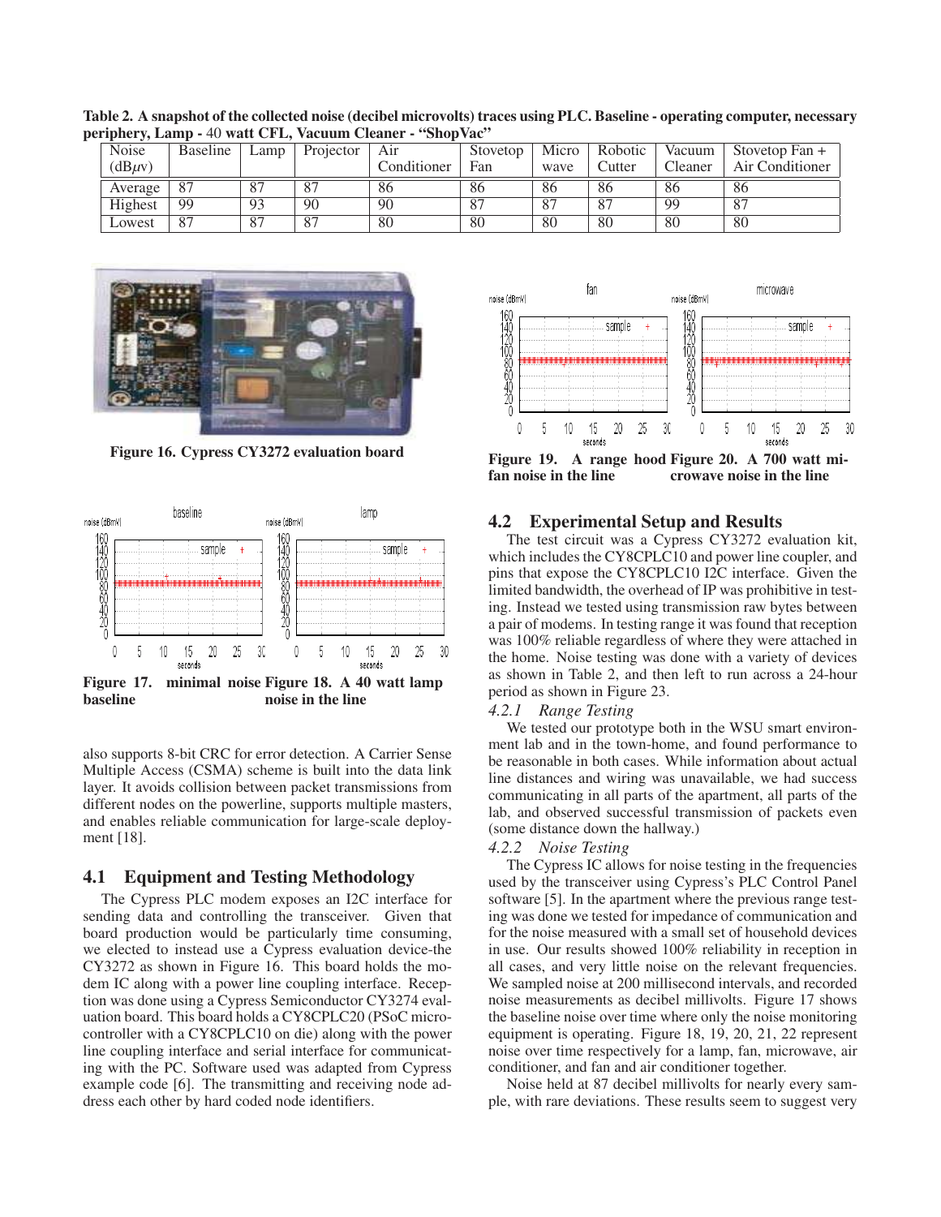**Table 2. A snapshot of the collected noise (decibel microvolts) traces using PLC. Baseline - operating computer, necessary periphery, Lamp - 40 watt CFL, Vacuum Cleaner - "ShopVac"**

| Noise (dB$\mu$v) | Baseline | Lamp | Projector | Air Conditioner | Stovetop Fan | Micro wave | Robotic Cutter | Vacuum Cleaner | Stovetop Fan + Air Conditioner |
|---|---|---|---|---|---|---|---|---|---|
| Average | 87 | 87 | 87 | 86 | 86 | 86 | 86 | 86 | 86 |
| Highest | 99 | 93 | 90 | 90 | 87 | 87 | 87 | 99 | 87 |
| Lowest | 87 | 87 | 87 | 80 | 80 | 80 | 80 | 80 | 80 |

**Figure 16. Cypress CY3272 evaluation board**

**Figure 17. minimal noise baseline**

**Figure 18. A 40 watt lamp noise in the line**

also supports 8-bit CRC for error detection. A Carrier Sense Multiple Access (CSMA) scheme is built into the data link layer. It avoids collision between packet transmissions from different nodes on the powerline, supports multiple masters, and enables reliable communication for large-scale deployment [18].

## 4.1 Equipment and Testing Methodology

The Cypress PLC modem exposes an I2C interface for sending data and controlling the transceiver. Given that board production would be particularly time consuming, we elected to instead use a Cypress evaluation device-the CY3272 as shown in Figure 16. This board holds the modem IC along with a power line coupling interface. Reception was done using a Cypress Semiconductor CY3274 evaluation board. This board holds a CY8CPLC20 (PSoC microcontroller with a CY8CPLC10 on die) along with the power line coupling interface and serial interface for communicating with the PC. Software used was adapted from Cypress example code [6]. The transmitting and receiving node address each other by hard coded node identifiers.

**Figure 19. A range hood fan noise in the line**

**Figure 20. A 700 watt microwave noise in the line**

## 4.2 Experimental Setup and Results

The test circuit was a Cypress CY3272 evaluation kit, which includes the CY8CPLC10 and power line coupler, and pins that expose the CY8CPLC10 I2C interface. Given the limited bandwidth, the overhead of IP was prohibitive in testing. Instead we tested using transmission raw bytes between a pair of modems. In testing range it was found that reception was 100% reliable regardless of where they were attached in the home. Noise testing was done with a variety of devices as shown in Table 2, and then left to run across a 24-hour period as shown in Figure 23.

*4.2.1 Range Testing*

We tested our prototype both in the WSU smart environment lab and in the town-home, and found performance to be reasonable in both cases. While information about actual line distances and wiring was unavailable, we had success communicating in all parts of the apartment, all parts of the lab, and observed successful transmission of packets even (some distance down the hallway.)

*4.2.2 Noise Testing*

The Cypress IC allows for noise testing in the frequencies used by the transceiver using Cypress's PLC Control Panel software [5]. In the apartment where the previous range testing was done we tested for impedance of communication and for the noise measured with a small set of household devices in use. Our results showed 100% reliability in reception in all cases, and very little noise on the relevant frequencies. We sampled noise at 200 millisecond intervals, and recorded noise measurements as decibel millivolts. Figure 17 shows the baseline noise over time where only the noise monitoring equipment is operating. Figure 18, 19, 20, 21, 22 represent noise over time respectively for a lamp, fan, microwave, air conditioner, and fan and air conditioner together.

Noise held at 87 decibel millivolts for nearly every sample, with rare deviations. These results seem to suggest very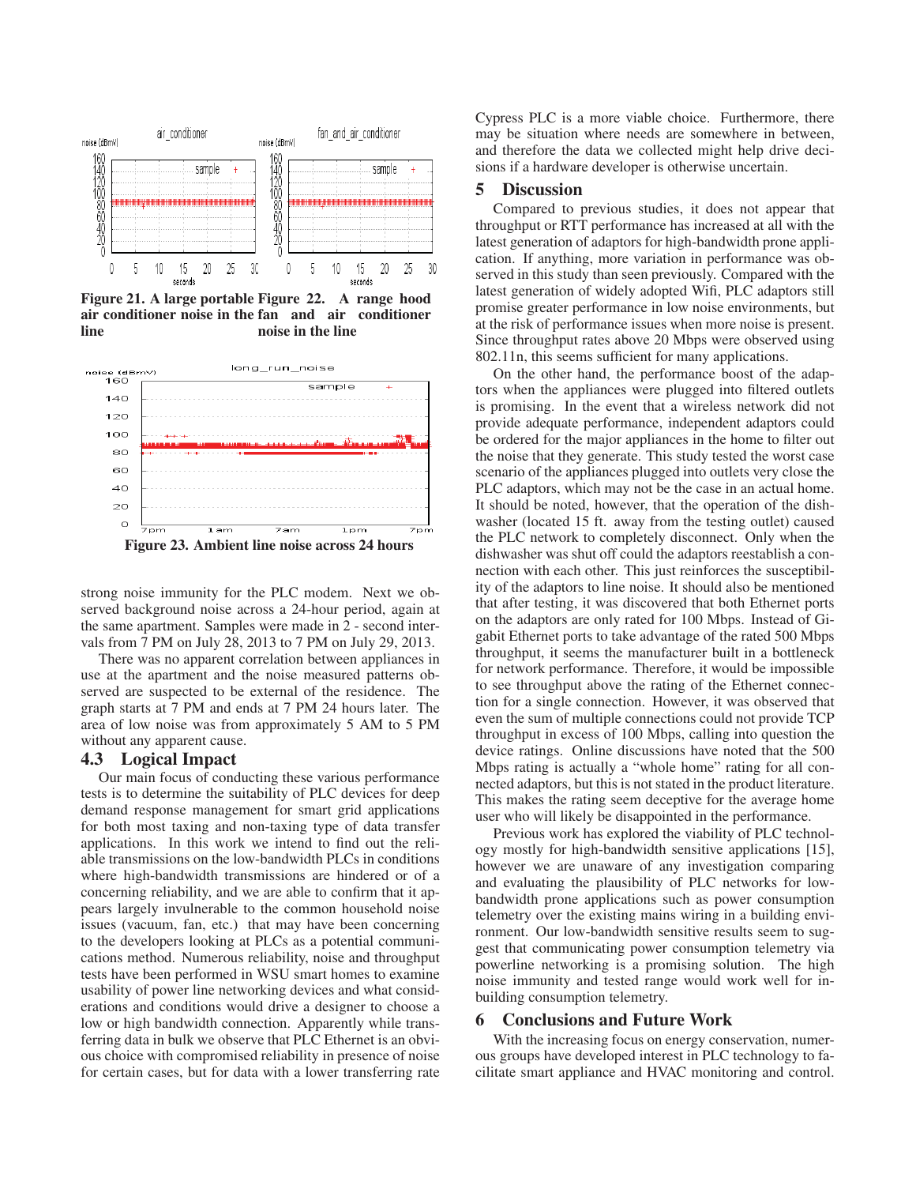Figure 21. A large portable air conditioner noise in the line

Figure 22. A range hood fan and air conditioner noise in the line

Figure 23. Ambient line noise across 24 hours

strong noise immunity for the PLC modem. Next we observed background noise across a 24-hour period, again at the same apartment. Samples were made in 2 - second intervals from 7 PM on July 28, 2013 to 7 PM on July 29, 2013.

There was no apparent correlation between appliances in use at the apartment and the noise measured patterns observed are suspected to be external of the residence. The graph starts at 7 PM and ends at 7 PM 24 hours later. The area of low noise was from approximately 5 AM to 5 PM without any apparent cause.

### 4.3 Logical Impact

Our main focus of conducting these various performance tests is to determine the suitability of PLC devices for deep demand response management for smart grid applications for both most taxing and non-taxing type of data transfer applications. In this work we intend to find out the reliable transmissions on the low-bandwidth PLCs in conditions where high-bandwidth transmissions are hindered or of a concerning reliability, and we are able to confirm that it appears largely invulnerable to the common household noise issues (vacuum, fan, etc.) that may have been concerning to the developers looking at PLCs as a potential communications method. Numerous reliability, noise and throughput tests have been performed in WSU smart homes to examine usability of power line networking devices and what considerations and conditions would drive a designer to choose a low or high bandwidth connection. Apparently while transferring data in bulk we observe that PLC Ethernet is an obvious choice with compromised reliability in presence of noise for certain cases, but for data with a lower transferring rate Cypress PLC is a more viable choice. Furthermore, there may be situation where needs are somewhere in between, and therefore the data we collected might help drive decisions if a hardware developer is otherwise uncertain.

## 5 Discussion

Compared to previous studies, it does not appear that throughput or RTT performance has increased at all with the latest generation of adaptors for high-bandwidth prone application. If anything, more variation in performance was observed in this study than seen previously. Compared with the latest generation of widely adopted Wifi, PLC adaptors still promise greater performance in low noise environments, but at the risk of performance issues when more noise is present. Since throughput rates above 20 Mbps were observed using 802.11n, this seems sufficient for many applications.

On the other hand, the performance boost of the adaptors when the appliances were plugged into filtered outlets is promising. In the event that a wireless network did not provide adequate performance, independent adaptors could be ordered for the major appliances in the home to filter out the noise that they generate. This study tested the worst case scenario of the appliances plugged into outlets very close the PLC adaptors, which may not be the case in an actual home. It should be noted, however, that the operation of the dishwasher (located 15 ft. away from the testing outlet) caused the PLC network to completely disconnect. Only when the dishwasher was shut off could the adaptors reestablish a connection with each other. This just reinforces the susceptibility of the adaptors to line noise. It should also be mentioned that after testing, it was discovered that both Ethernet ports on the adaptors are only rated for 100 Mbps. Instead of Gigabit Ethernet ports to take advantage of the rated 500 Mbps throughput, it seems the manufacturer built in a bottleneck for network performance. Therefore, it would be impossible to see throughput above the rating of the Ethernet connection for a single connection. However, it was observed that even the sum of multiple connections could not provide TCP throughput in excess of 100 Mbps, calling into question the device ratings. Online discussions have noted that the 500 Mbps rating is actually a "whole home" rating for all connected adaptors, but this is not stated in the product literature. This makes the rating seem deceptive for the average home user who will likely be disappointed in the performance.

Previous work has explored the viability of PLC technology mostly for high-bandwidth sensitive applications [15], however we are unaware of any investigation comparing and evaluating the plausibility of PLC networks for low-bandwidth prone applications such as power consumption telemetry over the existing mains wiring in a building environment. Our low-bandwidth sensitive results seem to suggest that communicating power consumption telemetry via powerline networking is a promising solution. The high noise immunity and tested range would work well for in-building consumption telemetry.

## 6 Conclusions and Future Work

With the increasing focus on energy conservation, numerous groups have developed interest in PLC technology to facilitate smart appliance and HVAC monitoring and control.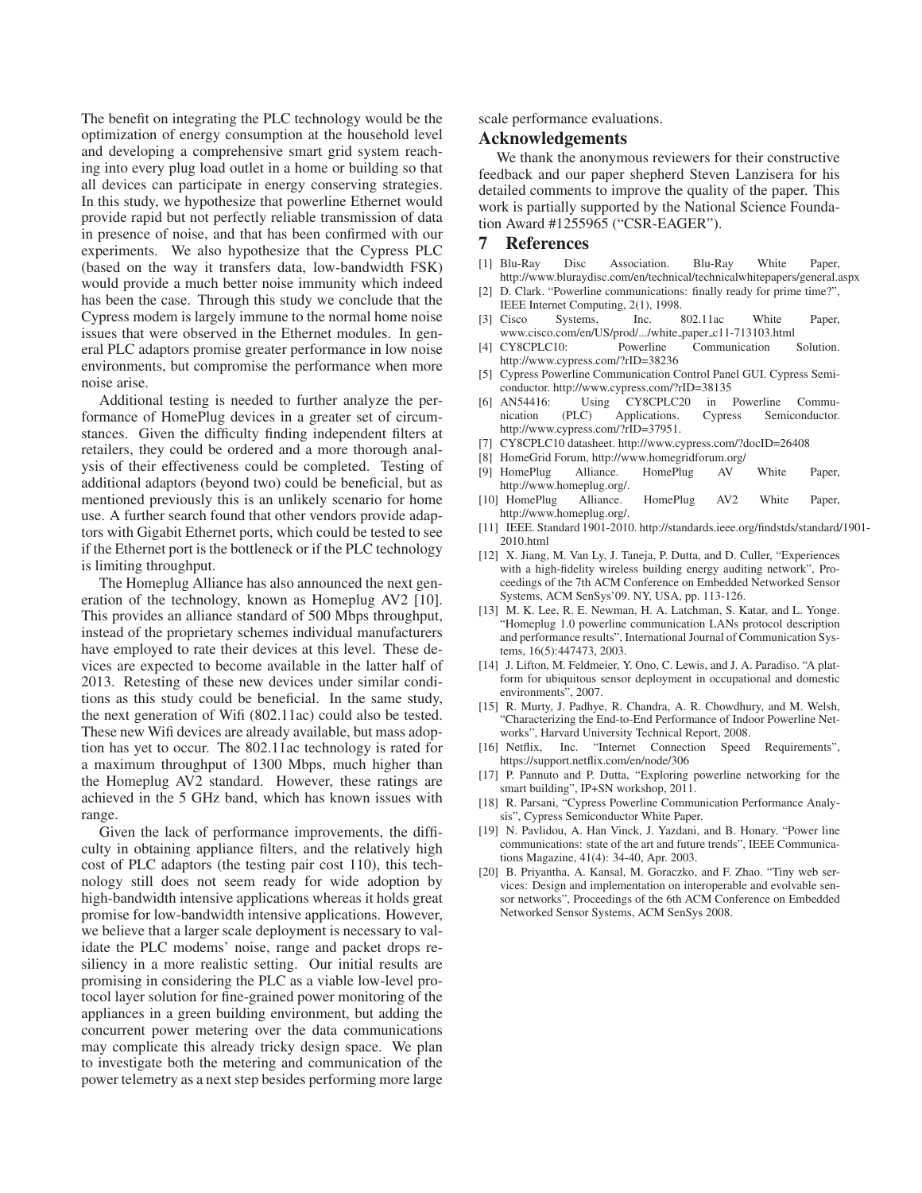The benefit on integrating the PLC technology would be the optimization of energy consumption at the household level and developing a comprehensive smart grid system reaching into every plug load outlet in a home or building so that all devices can participate in energy conserving strategies. In this study, we hypothesize that powerline Ethernet would provide rapid but not perfectly reliable transmission of data in presence of noise, and that has been confirmed with our experiments. We also hypothesize that the Cypress PLC (based on the way it transfers data, low-bandwidth FSK) would provide a much better noise immunity which indeed has been the case. Through this study we conclude that the Cypress modem is largely immune to the normal home noise issues that were observed in the Ethernet modules. In general PLC adaptors promise greater performance in low noise environments, but compromise the performance when more noise arise.

Additional testing is needed to further analyze the performance of HomePlug devices in a greater set of circumstances. Given the difficulty finding independent filters at retailers, they could be ordered and a more thorough analysis of their effectiveness could be completed. Testing of additional adaptors (beyond two) could be beneficial, but as mentioned previously this is an unlikely scenario for home use. A further search found that other vendors provide adaptors with Gigabit Ethernet ports, which could be tested to see if the Ethernet port is the bottleneck or if the PLC technology is limiting throughput.

The Homeplug Alliance has also announced the next generation of the technology, known as Homeplug AV2 [10]. This provides an alliance standard of 500 Mbps throughput, instead of the proprietary schemes individual manufacturers have employed to rate their devices at this level. These devices are expected to become available in the latter half of 2013. Retesting of these new devices under similar conditions as this study could be beneficial. In the same study, the next generation of Wifi (802.11ac) could also be tested. These new Wifi devices are already available, but mass adoption has yet to occur. The 802.11ac technology is rated for a maximum throughput of 1300 Mbps, much higher than the Homeplug AV2 standard. However, these ratings are achieved in the 5 GHz band, which has known issues with range.

Given the lack of performance improvements, the difficulty in obtaining appliance filters, and the relatively high cost of PLC adaptors (the testing pair cost 110), this technology still does not seem ready for wide adoption by high-bandwidth intensive applications whereas it holds great promise for low-bandwidth intensive applications. However, we believe that a larger scale deployment is necessary to validate the PLC modems' noise, range and packet drops resiliency in a more realistic setting. Our initial results are promising in considering the PLC as a viable low-level protocol layer solution for fine-grained power monitoring of the appliances in a green building environment, but adding the concurrent power metering over the data communications may complicate this already tricky design space. We plan to investigate both the metering and communication of the power telemetry as a next step besides performing more large scale performance evaluations.

## Acknowledgements

We thank the anonymous reviewers for their constructive feedback and our paper shepherd Steven Lanzisera for his detailed comments to improve the quality of the paper. This work is partially supported by the National Science Foundation Award #1255965 ("CSR-EAGER").

## 7 References

[1] Blu-Ray Disc Association. Blu-Ray White Paper, http://www.bluraydisc.com/en/technical/technicalwhitepapers/general.aspx

[2] D. Clark. "Powerline communications: finally ready for prime time?", IEEE Internet Computing, 2(1), 1998.

[3] Cisco Systems, Inc. 802.11ac White Paper, www.cisco.com/en/US/prod/.../white_paper_c11-713103.html

[4] CY8CPLC10: Powerline Communication Solution. http://www.cypress.com/?rID=38236

[5] Cypress Powerline Communication Control Panel GUI. Cypress Semiconductor. http://www.cypress.com/?rID=38135

[6] AN54416: Using CY8CPLC20 in Powerline Communication (PLC) Applications. Cypress Semiconductor. http://www.cypress.com/?rID=37951.

[7] CY8CPLC10 datasheet. http://www.cypress.com/?docID=26408

[8] HomeGrid Forum, http://www.homegridforum.org/

[9] HomePlug Alliance. HomePlug AV White Paper, http://www.homeplug.org/.

[10] HomePlug Alliance. HomePlug AV2 White Paper, http://www.homeplug.org/.

[11] IEEE. Standard 1901-2010. http://standards.ieee.org/findstds/standard/1901-2010.html

[12] X. Jiang, M. Van Ly, J. Taneja, P. Dutta, and D. Culler, "Experiences with a high-fidelity wireless building energy auditing network", Proceedings of the 7th ACM Conference on Embedded Networked Sensor Systems, ACM SenSys'09. NY, USA, pp. 113-126.

[13] M. K. Lee, R. E. Newman, H. A. Latchman, S. Katar, and L. Yonge. "Homeplug 1.0 powerline communication LANs protocol description and performance results", International Journal of Communication Systems, 16(5):447473, 2003.

[14] J. Lifton, M. Feldmeier, Y. Ono, C. Lewis, and J. A. Paradiso. "A platform for ubiquitous sensor deployment in occupational and domestic environments", 2007.

[15] R. Murty, J. Padhye, R. Chandra, A. R. Chowdhury, and M. Welsh, "Characterizing the End-to-End Performance of Indoor Powerline Networks", Harvard University Technical Report, 2008.

[16] Netflix, Inc. "Internet Connection Speed Requirements", https://support.netflix.com/en/node/306

[17] P. Pannuto and P. Dutta, "Exploring powerline networking for the smart building", IP+SN workshop, 2011.

[18] R. Parsani, "Cypress Powerline Communication Performance Analysis", Cypress Semiconductor White Paper.

[19] N. Pavlidou, A. Han Vinck, J. Yazdani, and B. Honary. "Power line communications: state of the art and future trends", IEEE Communications Magazine, 41(4): 34-40, Apr. 2003.

[20] B. Priyantha, A. Kansal, M. Goraczko, and F. Zhao. "Tiny web services: Design and implementation on interoperable and evolvable sensor networks", Proceedings of the 6th ACM Conference on Embedded Networked Sensor Systems, ACM SenSys 2008.